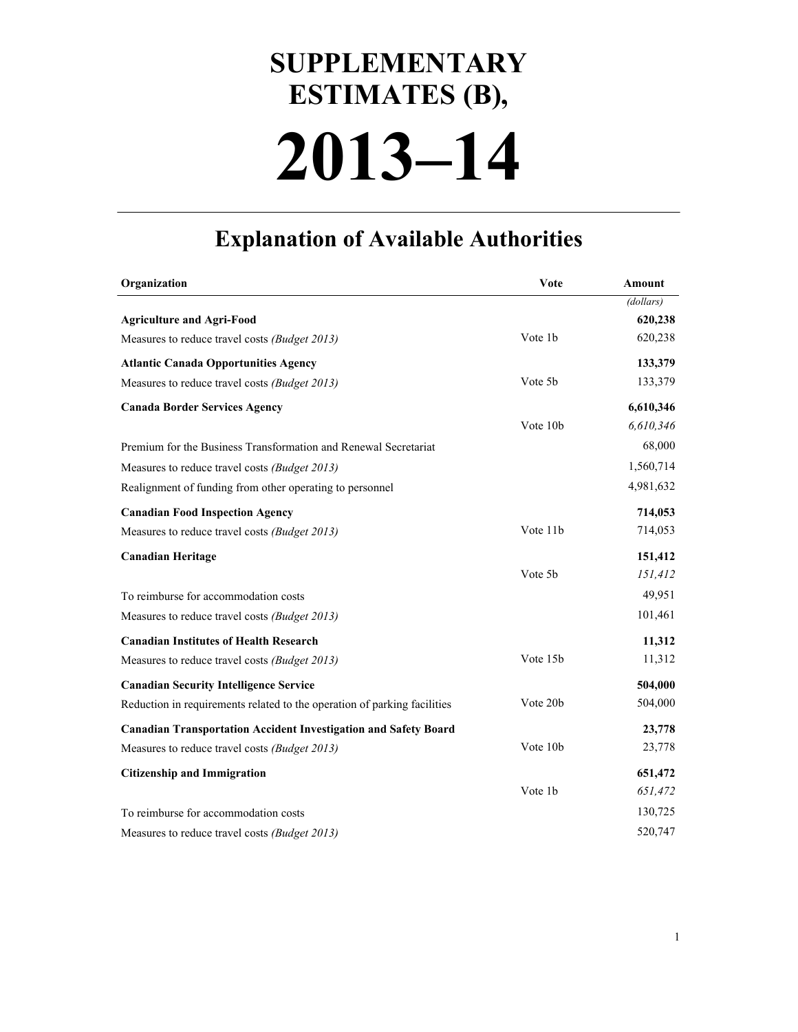# SUPPLEMENTARY ESTIMATES (B),

# 2013–14

## Explanation of Available Authorities

| Organization | Vote | Amount |
| --- | --- | --- |
| | | *(dollars)* |
| **Agriculture and Agri-Food** | | **620,238** |
| Measures to reduce travel costs *(Budget 2013)* | Vote 1b | 620,238 |
| **Atlantic Canada Opportunities Agency** | | **133,379** |
| Measures to reduce travel costs *(Budget 2013)* | Vote 5b | 133,379 |
| **Canada Border Services Agency** | | **6,610,346** |
| | Vote 10b | *6,610,346* |
| Premium for the Business Transformation and Renewal Secretariat | | 68,000 |
| Measures to reduce travel costs *(Budget 2013)* | | 1,560,714 |
| Realignment of funding from other operating to personnel | | 4,981,632 |
| **Canadian Food Inspection Agency** | | **714,053** |
| Measures to reduce travel costs *(Budget 2013)* | Vote 11b | 714,053 |
| **Canadian Heritage** | | **151,412** |
| | Vote 5b | *151,412* |
| To reimburse for accommodation costs | | 49,951 |
| Measures to reduce travel costs *(Budget 2013)* | | 101,461 |
| **Canadian Institutes of Health Research** | | **11,312** |
| Measures to reduce travel costs *(Budget 2013)* | Vote 15b | 11,312 |
| **Canadian Security Intelligence Service** | | **504,000** |
| Reduction in requirements related to the operation of parking facilities | Vote 20b | 504,000 |
| **Canadian Transportation Accident Investigation and Safety Board** | | **23,778** |
| Measures to reduce travel costs *(Budget 2013)* | Vote 10b | 23,778 |
| **Citizenship and Immigration** | | **651,472** |
| | Vote 1b | *651,472* |
| To reimburse for accommodation costs | | 130,725 |
| Measures to reduce travel costs *(Budget 2013)* | | 520,747 |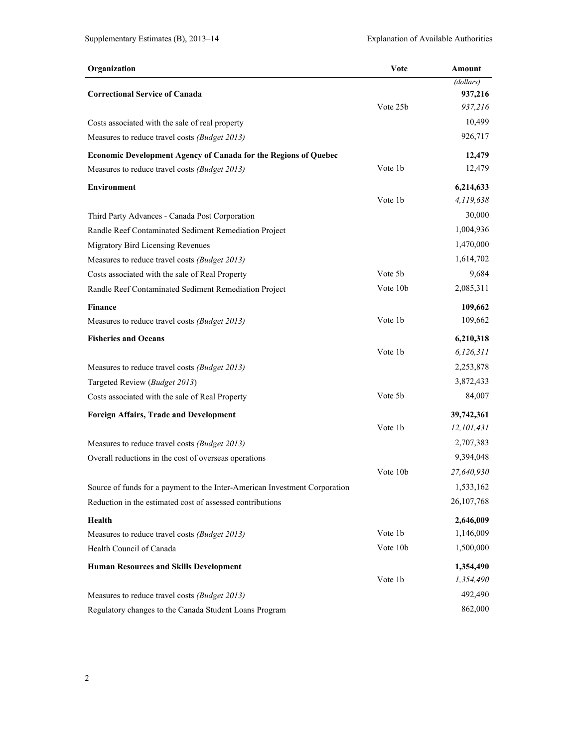| Organization | Vote | Amount |
|---|---|---|
| | | *(dollars)* |
| **Correctional Service of Canada** | | **937,216** |
| | Vote 25b | *937,216* |
| Costs associated with the sale of real property | | 10,499 |
| Measures to reduce travel costs *(Budget 2013)* | | 926,717 |
| **Economic Development Agency of Canada for the Regions of Quebec** | | **12,479** |
| Measures to reduce travel costs *(Budget 2013)* | Vote 1b | 12,479 |
| **Environment** | | **6,214,633** |
| | Vote 1b | *4,119,638* |
| Third Party Advances - Canada Post Corporation | | 30,000 |
| Randle Reef Contaminated Sediment Remediation Project | | 1,004,936 |
| Migratory Bird Licensing Revenues | | 1,470,000 |
| Measures to reduce travel costs *(Budget 2013)* | | 1,614,702 |
| Costs associated with the sale of Real Property | Vote 5b | 9,684 |
| Randle Reef Contaminated Sediment Remediation Project | Vote 10b | 2,085,311 |
| **Finance** | | **109,662** |
| Measures to reduce travel costs *(Budget 2013)* | Vote 1b | 109,662 |
| **Fisheries and Oceans** | | **6,210,318** |
| | Vote 1b | *6,126,311* |
| Measures to reduce travel costs *(Budget 2013)* | | 2,253,878 |
| Targeted Review (*Budget 2013*) | | 3,872,433 |
| Costs associated with the sale of Real Property | Vote 5b | 84,007 |
| **Foreign Affairs, Trade and Development** | | **39,742,361** |
| | Vote 1b | *12,101,431* |
| Measures to reduce travel costs *(Budget 2013)* | | 2,707,383 |
| Overall reductions in the cost of overseas operations | | 9,394,048 |
| | Vote 10b | *27,640,930* |
| Source of funds for a payment to the Inter-American Investment Corporation | | 1,533,162 |
| Reduction in the estimated cost of assessed contributions | | 26,107,768 |
| **Health** | | **2,646,009** |
| Measures to reduce travel costs *(Budget 2013)* | Vote 1b | 1,146,009 |
| Health Council of Canada | Vote 10b | 1,500,000 |
| **Human Resources and Skills Development** | | **1,354,490** |
| | Vote 1b | *1,354,490* |
| Measures to reduce travel costs *(Budget 2013)* | | 492,490 |
| Regulatory changes to the Canada Student Loans Program | | 862,000 |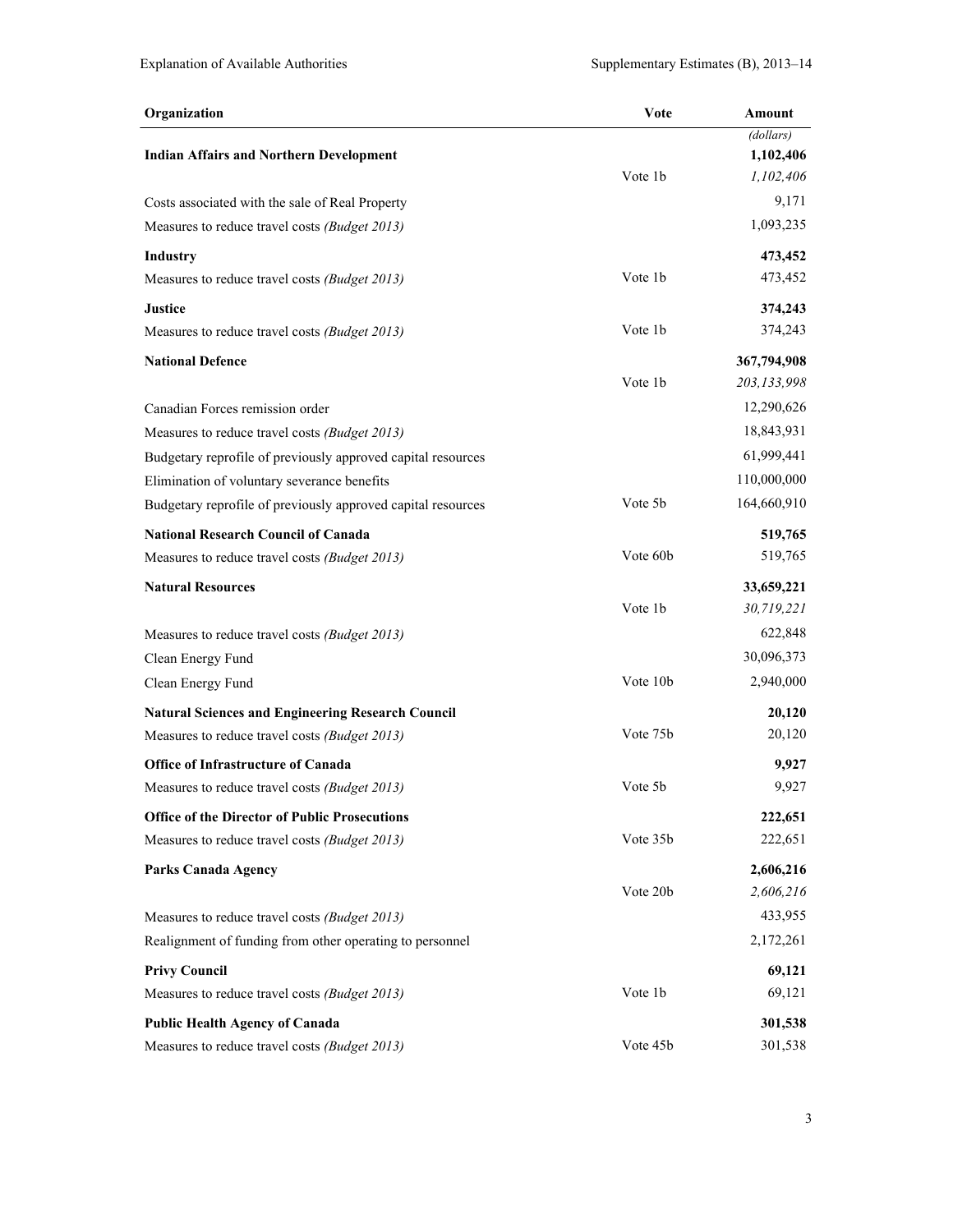| Organization | Vote | Amount |
|---|---|---|
| | | *(dollars)* |
| **Indian Affairs and Northern Development** | | **1,102,406** |
| | Vote 1b | *1,102,406* |
| Costs associated with the sale of Real Property | | 9,171 |
| Measures to reduce travel costs *(Budget 2013)* | | 1,093,235 |
| **Industry** | | **473,452** |
| Measures to reduce travel costs *(Budget 2013)* | Vote 1b | 473,452 |
| **Justice** | | **374,243** |
| Measures to reduce travel costs *(Budget 2013)* | Vote 1b | 374,243 |
| **National Defence** | | **367,794,908** |
| | Vote 1b | *203,133,998* |
| Canadian Forces remission order | | 12,290,626 |
| Measures to reduce travel costs *(Budget 2013)* | | 18,843,931 |
| Budgetary reprofile of previously approved capital resources | | 61,999,441 |
| Elimination of voluntary severance benefits | | 110,000,000 |
| Budgetary reprofile of previously approved capital resources | Vote 5b | 164,660,910 |
| **National Research Council of Canada** | | **519,765** |
| Measures to reduce travel costs *(Budget 2013)* | Vote 60b | 519,765 |
| **Natural Resources** | | **33,659,221** |
| | Vote 1b | *30,719,221* |
| Measures to reduce travel costs *(Budget 2013)* | | 622,848 |
| Clean Energy Fund | | 30,096,373 |
| Clean Energy Fund | Vote 10b | 2,940,000 |
| **Natural Sciences and Engineering Research Council** | | **20,120** |
| Measures to reduce travel costs *(Budget 2013)* | Vote 75b | 20,120 |
| **Office of Infrastructure of Canada** | | **9,927** |
| Measures to reduce travel costs *(Budget 2013)* | Vote 5b | 9,927 |
| **Office of the Director of Public Prosecutions** | | **222,651** |
| Measures to reduce travel costs *(Budget 2013)* | Vote 35b | 222,651 |
| **Parks Canada Agency** | | **2,606,216** |
| | Vote 20b | *2,606,216* |
| Measures to reduce travel costs *(Budget 2013)* | | 433,955 |
| Realignment of funding from other operating to personnel | | 2,172,261 |
| **Privy Council** | | **69,121** |
| Measures to reduce travel costs *(Budget 2013)* | Vote 1b | 69,121 |
| **Public Health Agency of Canada** | | **301,538** |
| Measures to reduce travel costs *(Budget 2013)* | Vote 45b | 301,538 |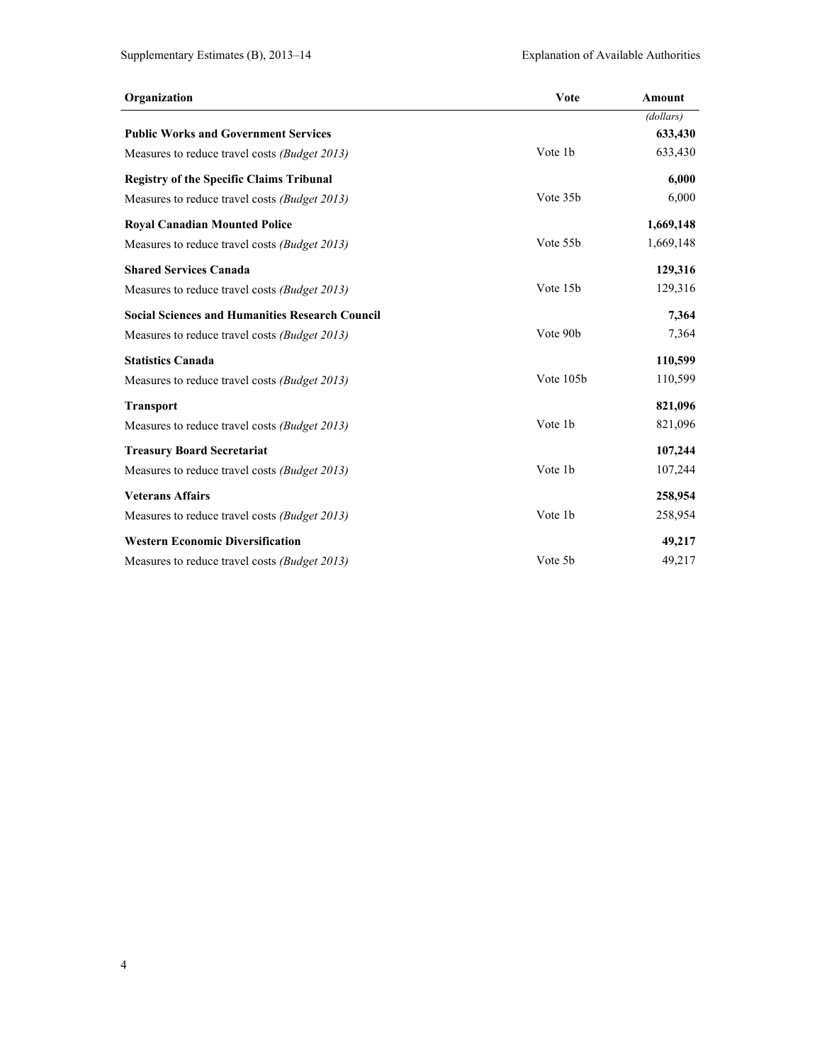| Organization | Vote | Amount |
|---|---|---|
| | | *(dollars)* |
| **Public Works and Government Services** | | **633,430** |
| Measures to reduce travel costs *(Budget 2013)* | Vote 1b | 633,430 |
| **Registry of the Specific Claims Tribunal** | | **6,000** |
| Measures to reduce travel costs *(Budget 2013)* | Vote 35b | 6,000 |
| **Royal Canadian Mounted Police** | | **1,669,148** |
| Measures to reduce travel costs *(Budget 2013)* | Vote 55b | 1,669,148 |
| **Shared Services Canada** | | **129,316** |
| Measures to reduce travel costs *(Budget 2013)* | Vote 15b | 129,316 |
| **Social Sciences and Humanities Research Council** | | **7,364** |
| Measures to reduce travel costs *(Budget 2013)* | Vote 90b | 7,364 |
| **Statistics Canada** | | **110,599** |
| Measures to reduce travel costs *(Budget 2013)* | Vote 105b | 110,599 |
| **Transport** | | **821,096** |
| Measures to reduce travel costs *(Budget 2013)* | Vote 1b | 821,096 |
| **Treasury Board Secretariat** | | **107,244** |
| Measures to reduce travel costs *(Budget 2013)* | Vote 1b | 107,244 |
| **Veterans Affairs** | | **258,954** |
| Measures to reduce travel costs *(Budget 2013)* | Vote 1b | 258,954 |
| **Western Economic Diversification** | | **49,217** |
| Measures to reduce travel costs *(Budget 2013)* | Vote 5b | 49,217 |